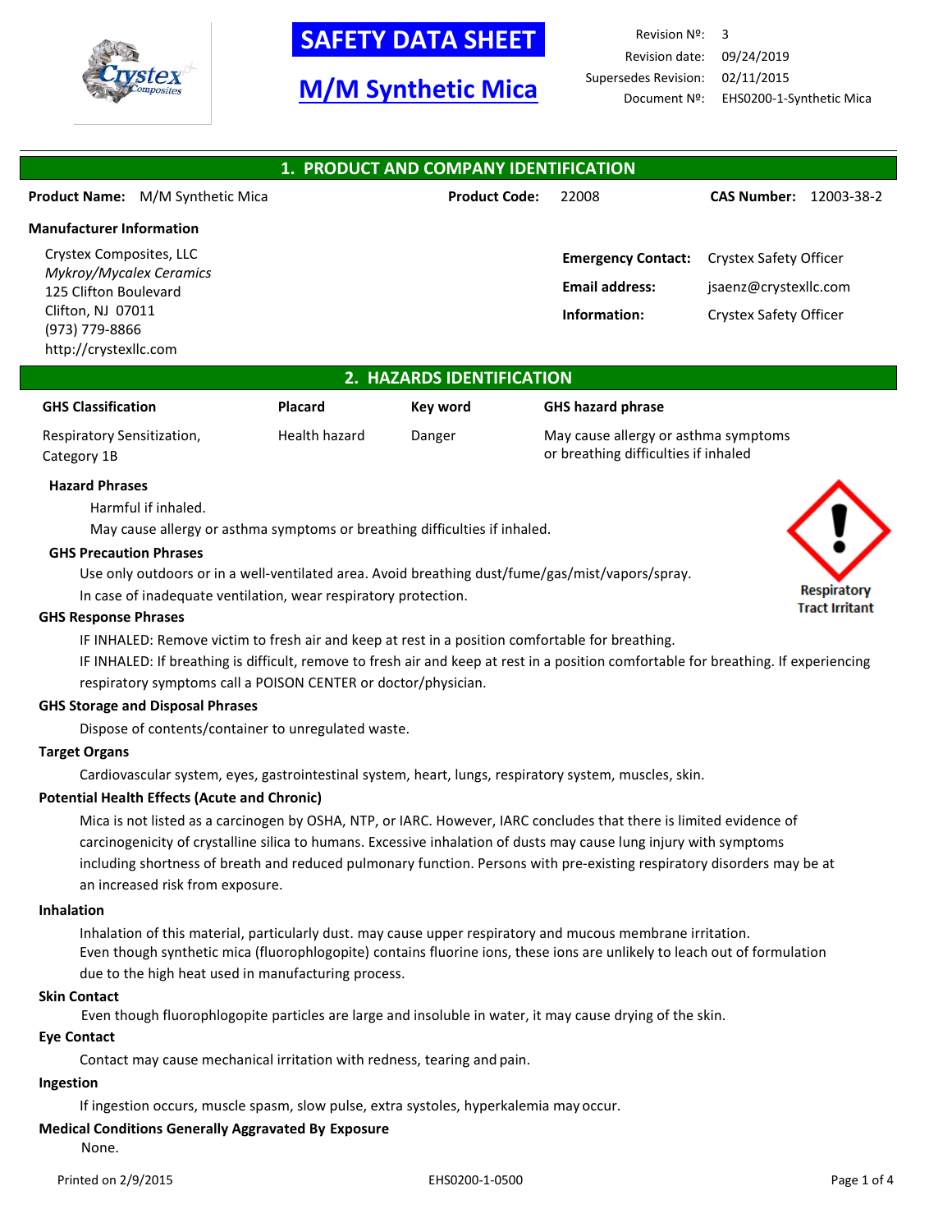# SAFETY DATA SHEET

## M/M Synthetic Mica

| | |
|---|---|
| Revision Nº: | 3 |
| Revision date: | 09/24/2019 |
| Supersedes Revision: | 02/11/2015 |
| Document Nº: | EHS0200-1-Synthetic Mica |

## 1. PRODUCT AND COMPANY IDENTIFICATION

**Product Name:** M/M Synthetic Mica **Product Code:** 22008 **CAS Number:** 12003-38-2

**Manufacturer Information**

Crystex Composites, LLC
*Mykroy/Mycalex Ceramics*
125 Clifton Boulevard
Clifton, NJ 07011
(973) 779-8866
http://crystexllc.com

**Emergency Contact:** Crystex Safety Officer
**Email address:** jsaenz@crystexllc.com
**Information:** Crystex Safety Officer

## 2. HAZARDS IDENTIFICATION

| GHS Classification | Placard | Key word | GHS hazard phrase |
|---|---|---|---|
| Respiratory Sensitization, Category 1B | Health hazard | Danger | May cause allergy or asthma symptoms or breathing difficulties if inhaled |

Respiratory Tract Irritant

**Hazard Phrases**

Harmful if inhaled.

May cause allergy or asthma symptoms or breathing difficulties if inhaled.

**GHS Precaution Phrases**

Use only outdoors or in a well-ventilated area. Avoid breathing dust/fume/gas/mist/vapors/spray.

In case of inadequate ventilation, wear respiratory protection.

**GHS Response Phrases**

IF INHALED: Remove victim to fresh air and keep at rest in a position comfortable for breathing.

IF INHALED: If breathing is difficult, remove to fresh air and keep at rest in a position comfortable for breathing. If experiencing respiratory symptoms call a POISON CENTER or doctor/physician.

**GHS Storage and Disposal Phrases**

Dispose of contents/container to unregulated waste.

**Target Organs**

Cardiovascular system, eyes, gastrointestinal system, heart, lungs, respiratory system, muscles, skin.

**Potential Health Effects (Acute and Chronic)**

Mica is not listed as a carcinogen by OSHA, NTP, or IARC. However, IARC concludes that there is limited evidence of carcinogenicity of crystalline silica to humans. Excessive inhalation of dusts may cause lung injury with symptoms including shortness of breath and reduced pulmonary function. Persons with pre-existing respiratory disorders may be at an increased risk from exposure.

**Inhalation**

Inhalation of this material, particularly dust. may cause upper respiratory and mucous membrane irritation.
Even though synthetic mica (fluorophlogopite) contains fluorine ions, these ions are unlikely to leach out of formulation due to the high heat used in manufacturing process.

**Skin Contact**

Even though fluorophlogopite particles are large and insoluble in water, it may cause drying of the skin.

**Eye Contact**

Contact may cause mechanical irritation with redness, tearing and pain.

**Ingestion**

If ingestion occurs, muscle spasm, slow pulse, extra systoles, hyperkalemia may occur.

**Medical Conditions Generally Aggravated By Exposure**

None.

Printed on 2/9/2015 EHS0200-1-0500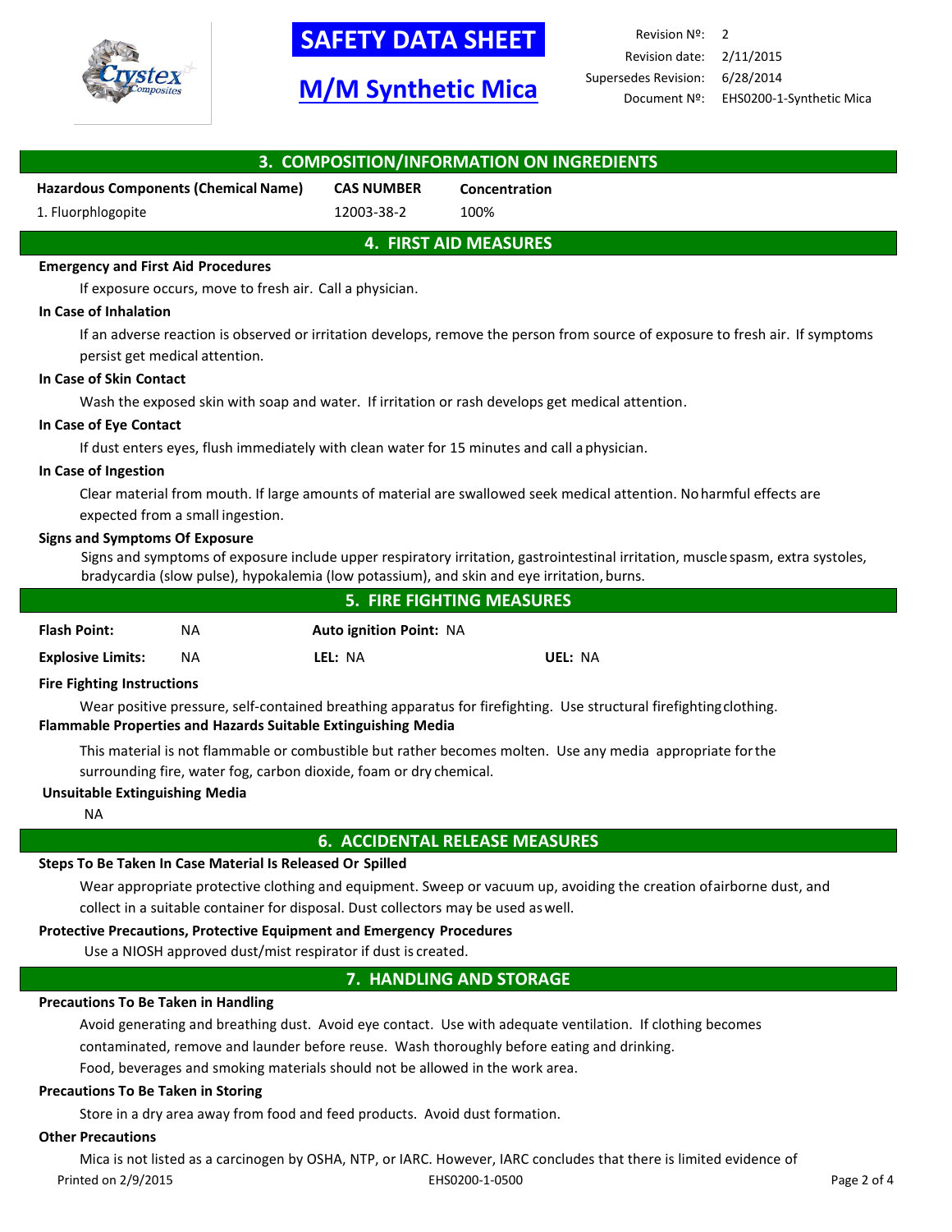## 3. COMPOSITION/INFORMATION ON INGREDIENTS

| Hazardous Components (Chemical Name) | CAS NUMBER | Concentration |
|---|---|---|
| 1. Fluorphlogopite | 12003-38-2 | 100% |

## 4. FIRST AID MEASURES

**Emergency and First Aid Procedures**

If exposure occurs, move to fresh air. Call a physician.

**In Case of Inhalation**

If an adverse reaction is observed or irritation develops, remove the person from source of exposure to fresh air. If symptoms persist get medical attention.

**In Case of Skin Contact**

Wash the exposed skin with soap and water. If irritation or rash develops get medical attention.

**In Case of Eye Contact**

If dust enters eyes, flush immediately with clean water for 15 minutes and call a physician.

**In Case of Ingestion**

Clear material from mouth. If large amounts of material are swallowed seek medical attention. No harmful effects are expected from a small ingestion.

**Signs and Symptoms Of Exposure**

Signs and symptoms of exposure include upper respiratory irritation, gastrointestinal irritation, muscle spasm, extra systoles, bradycardia (slow pulse), hypokalemia (low potassium), and skin and eye irritation, burns.

## 5. FIRE FIGHTING MEASURES

| | | | |
|---|---|---|---|
| **Flash Point:** NA | **Auto ignition Point:** NA | | |
| **Explosive Limits:** NA | **LEL:** NA | **UEL:** NA | |

**Fire Fighting Instructions**

Wear positive pressure, self-contained breathing apparatus for firefighting. Use structural firefighting clothing.

**Flammable Properties and Hazards Suitable Extinguishing Media**

This material is not flammable or combustible but rather becomes molten. Use any media appropriate for the surrounding fire, water fog, carbon dioxide, foam or dry chemical.

**Unsuitable Extinguishing Media**

NA

## 6. ACCIDENTAL RELEASE MEASURES

**Steps To Be Taken In Case Material Is Released Or Spilled**

Wear appropriate protective clothing and equipment. Sweep or vacuum up, avoiding the creation of airborne dust, and collect in a suitable container for disposal. Dust collectors may be used as well.

**Protective Precautions, Protective Equipment and Emergency Procedures**

Use a NIOSH approved dust/mist respirator if dust is created.

## 7. HANDLING AND STORAGE

**Precautions To Be Taken in Handling**

Avoid generating and breathing dust. Avoid eye contact. Use with adequate ventilation. If clothing becomes contaminated, remove and launder before reuse. Wash thoroughly before eating and drinking.
Food, beverages and smoking materials should not be allowed in the work area.

**Precautions To Be Taken in Storing**

Store in a dry area away from food and feed products. Avoid dust formation.

**Other Precautions**

Mica is not listed as a carcinogen by OSHA, NTP, or IARC. However, IARC concludes that there is limited evidence of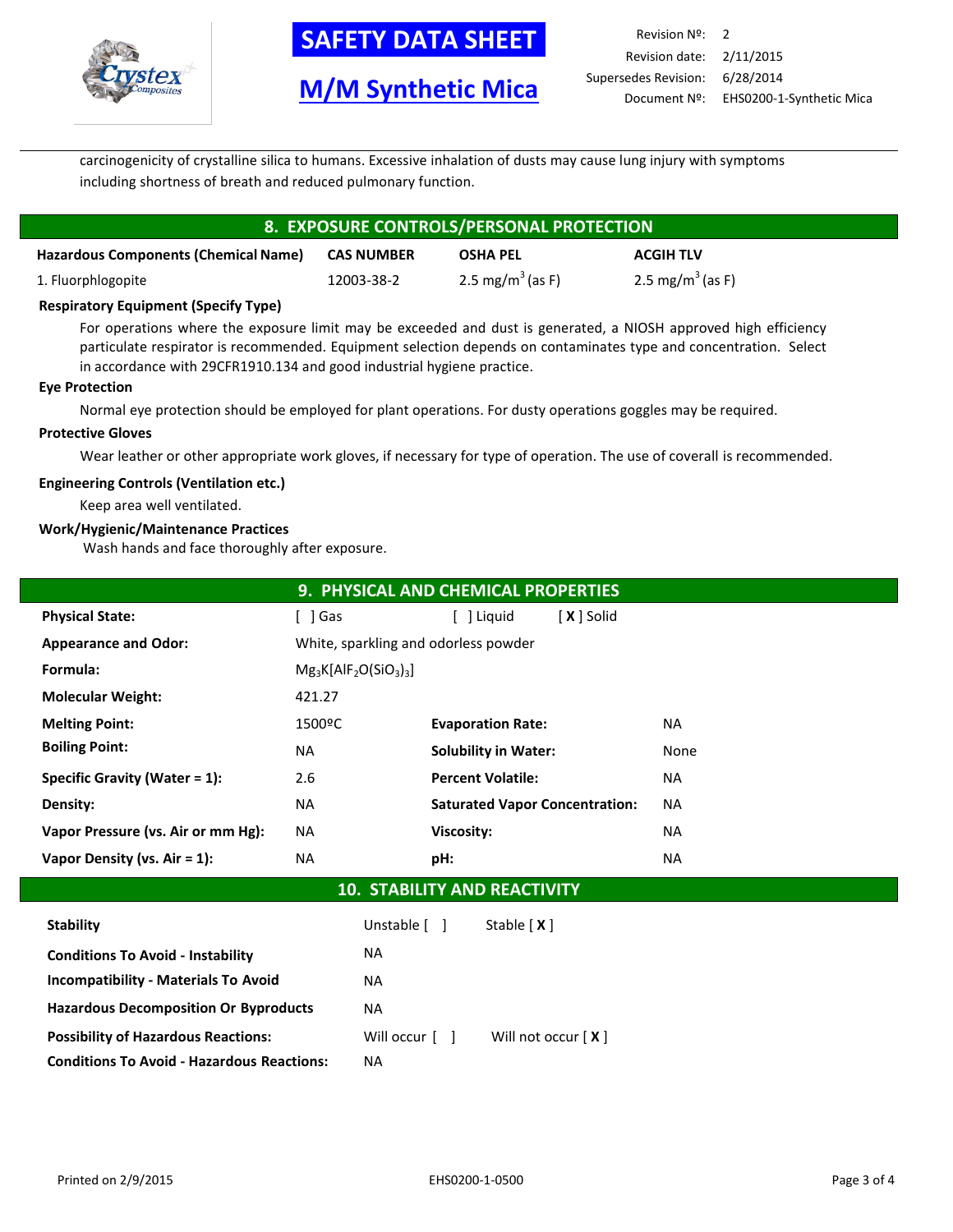carcinogenicity of crystalline silica to humans. Excessive inhalation of dusts may cause lung injury with symptoms including shortness of breath and reduced pulmonary function.

## 8. EXPOSURE CONTROLS/PERSONAL PROTECTION

| Hazardous Components (Chemical Name) | CAS NUMBER | OSHA PEL | ACGIH TLV |
|---|---|---|---|
| 1. Fluorphlogopite | 12003-38-2 | 2.5 $mg/m^3$ (as F) | 2.5 $mg/m^3$ (as F) |

**Respiratory Equipment (Specify Type)**

For operations where the exposure limit may be exceeded and dust is generated, a NIOSH approved high efficiency particulate respirator is recommended. Equipment selection depends on contaminates type and concentration. Select in accordance with 29CFR1910.134 and good industrial hygiene practice.

**Eye Protection**

Normal eye protection should be employed for plant operations. For dusty operations goggles may be required.

**Protective Gloves**

Wear leather or other appropriate work gloves, if necessary for type of operation. The use of coverall is recommended.

**Engineering Controls (Ventilation etc.)**

Keep area well ventilated.

**Work/Hygienic/Maintenance Practices**

Wash hands and face thoroughly after exposure.

## 9. PHYSICAL AND CHEMICAL PROPERTIES

| | | | |
|---|---|---|---|
| **Physical State:** | [ ] Gas | [ ] Liquid | [ X ] Solid |
| **Appearance and Odor:** | White, sparkling and odorless powder | | |
| **Formula:** | $Mg_3K[AlF_2O(SiO_3)_3]$ | | |
| **Molecular Weight:** | 421.27 | | |
| **Melting Point:** | 1500ºC | **Evaporation Rate:** | NA |
| **Boiling Point:** | NA | **Solubility in Water:** | None |
| **Specific Gravity (Water = 1):** | 2.6 | **Percent Volatile:** | NA |
| **Density:** | NA | **Saturated Vapor Concentration:** | NA |
| **Vapor Pressure (vs. Air or mm Hg):** | NA | **Viscosity:** | NA |
| **Vapor Density (vs. Air = 1):** | NA | **pH:** | NA |

## 10. STABILITY AND REACTIVITY

| | | |
|---|---|---|
| **Stability** | Unstable [ ] | Stable [ X ] |
| **Conditions To Avoid - Instability** | NA | |
| **Incompatibility - Materials To Avoid** | NA | |
| **Hazardous Decomposition Or Byproducts** | NA | |
| **Possibility of Hazardous Reactions:** | Will occur [ ] | Will not occur [ X ] |
| **Conditions To Avoid - Hazardous Reactions:** | NA | |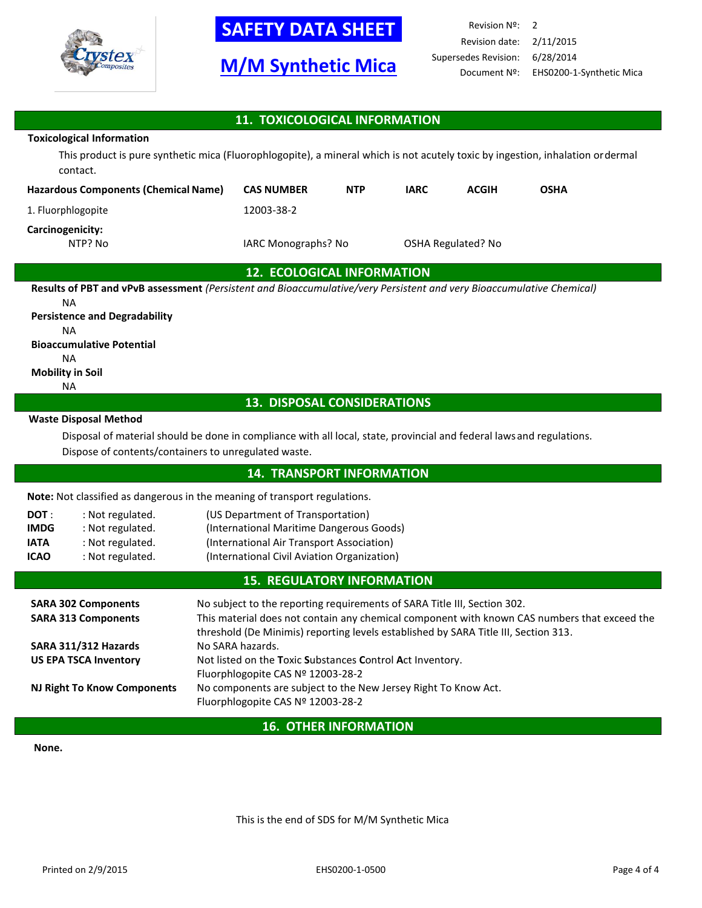# SAFETY DATA SHEET

## M/M Synthetic Mica

| | |
|---|---|
| Revision Nº: | 2 |
| Revision date: | 2/11/2015 |
| Supersedes Revision: | 6/28/2014 |
| Document Nº: | EHS0200-1-Synthetic Mica |

## 11. TOXICOLOGICAL INFORMATION

**Toxicological Information**

This product is pure synthetic mica (Fluorophlogopite), a mineral which is not acutely toxic by ingestion, inhalation or dermal contact.

| Hazardous Components (Chemical Name) | CAS NUMBER | NTP | IARC | ACGIH | OSHA |
|---|---|---|---|---|---|
| 1. Fluorphlogopite | 12003-38-2 | | | | |

**Carcinogenicity:**

NTP? No IARC Monographs? No OSHA Regulated? No

## 12. ECOLOGICAL INFORMATION

**Results of PBT and vPvB assessment** *(Persistent and Bioaccumulative/very Persistent and very Bioaccumulative Chemical)*

NA

**Persistence and Degradability**

NA

**Bioaccumulative Potential**

NA

**Mobility in Soil**

NA

## 13. DISPOSAL CONSIDERATIONS

**Waste Disposal Method**

Disposal of material should be done in compliance with all local, state, provincial and federal laws and regulations.
Dispose of contents/containers to unregulated waste.

## 14. TRANSPORT INFORMATION

**Note:** Not classified as dangerous in the meaning of transport regulations.

| | | |
|---|---|---|
| **DOT** : | : Not regulated. | (US Department of Transportation) |
| **IMDG** | : Not regulated. | (International Maritime Dangerous Goods) |
| **IATA** | : Not regulated. | (International Air Transport Association) |
| **ICAO** | : Not regulated. | (International Civil Aviation Organization) |

## 15. REGULATORY INFORMATION

| | |
|---|---|
| **SARA 302 Components** | No subject to the reporting requirements of SARA Title III, Section 302. |
| **SARA 313 Components** | This material does not contain any chemical component with known CAS numbers that exceed the threshold (De Minimis) reporting levels established by SARA Title III, Section 313. |
| **SARA 311/312 Hazards** | No SARA hazards. |
| **US EPA TSCA Inventory** | Not listed on the **T**oxic **S**ubstances **C**ontrol **A**ct Inventory. Fluorphlogopite CAS Nº 12003-28-2 |
| **NJ Right To Know Components** | No components are subject to the New Jersey Right To Know Act. Fluorphlogopite CAS Nº 12003-28-2 |

## 16. OTHER INFORMATION

**None.**

This is the end of SDS for M/M Synthetic Mica

Printed on 2/9/2015 EHS0200-1-0500